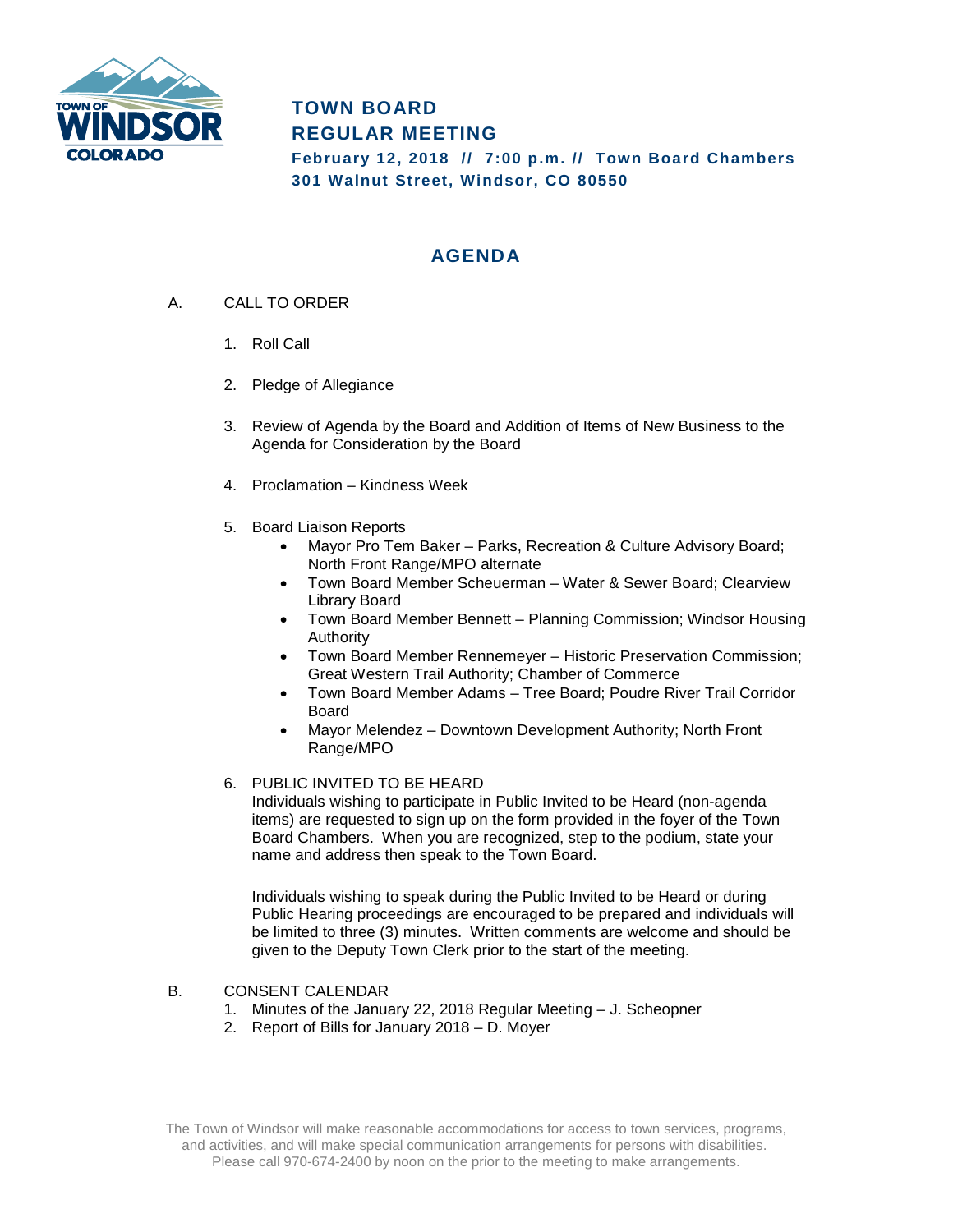# TOWN BOARD
# REGULAR MEETING

**February 12, 2018 // 7:00 p.m. // Town Board Chambers**
**301 Walnut Street, Windsor, CO 80550**

## AGENDA

A. CALL TO ORDER

1. Roll Call

2. Pledge of Allegiance

3. Review of Agenda by the Board and Addition of Items of New Business to the Agenda for Consideration by the Board

4. Proclamation – Kindness Week

5. Board Liaison Reports
   - Mayor Pro Tem Baker – Parks, Recreation & Culture Advisory Board; North Front Range/MPO alternate
   - Town Board Member Scheuerman – Water & Sewer Board; Clearview Library Board
   - Town Board Member Bennett – Planning Commission; Windsor Housing Authority
   - Town Board Member Rennemeyer – Historic Preservation Commission; Great Western Trail Authority; Chamber of Commerce
   - Town Board Member Adams – Tree Board; Poudre River Trail Corridor Board
   - Mayor Melendez – Downtown Development Authority; North Front Range/MPO

6. PUBLIC INVITED TO BE HEARD
   Individuals wishing to participate in Public Invited to be Heard (non-agenda items) are requested to sign up on the form provided in the foyer of the Town Board Chambers. When you are recognized, step to the podium, state your name and address then speak to the Town Board.

   Individuals wishing to speak during the Public Invited to be Heard or during Public Hearing proceedings are encouraged to be prepared and individuals will be limited to three (3) minutes. Written comments are welcome and should be given to the Deputy Town Clerk prior to the start of the meeting.

B. CONSENT CALENDAR

1. Minutes of the January 22, 2018 Regular Meeting – J. Scheopner
2. Report of Bills for January 2018 – D. Moyer

The Town of Windsor will make reasonable accommodations for access to town services, programs, and activities, and will make special communication arrangements for persons with disabilities. Please call 970-674-2400 by noon on the prior to the meeting to make arrangements.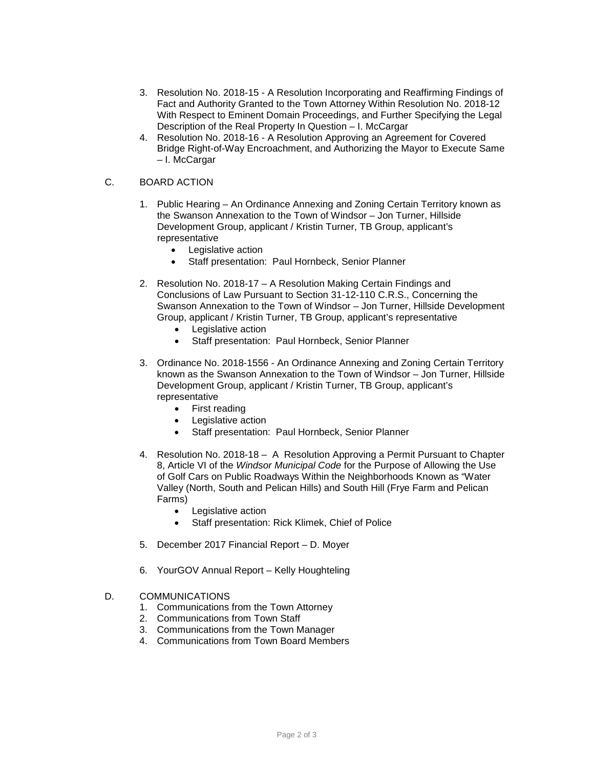3. Resolution No. 2018-15 - A Resolution Incorporating and Reaffirming Findings of Fact and Authority Granted to the Town Attorney Within Resolution No. 2018-12 With Respect to Eminent Domain Proceedings, and Further Specifying the Legal Description of the Real Property In Question – I. McCargar
4. Resolution No. 2018-16 - A Resolution Approving an Agreement for Covered Bridge Right-of-Way Encroachment, and Authorizing the Mayor to Execute Same – I. McCargar

C. BOARD ACTION

1. Public Hearing – An Ordinance Annexing and Zoning Certain Territory known as the Swanson Annexation to the Town of Windsor – Jon Turner, Hillside Development Group, applicant / Kristin Turner, TB Group, applicant's representative
   - Legislative action
   - Staff presentation: Paul Hornbeck, Senior Planner

2. Resolution No. 2018-17 – A Resolution Making Certain Findings and Conclusions of Law Pursuant to Section 31-12-110 C.R.S., Concerning the Swanson Annexation to the Town of Windsor – Jon Turner, Hillside Development Group, applicant / Kristin Turner, TB Group, applicant's representative
   - Legislative action
   - Staff presentation: Paul Hornbeck, Senior Planner

3. Ordinance No. 2018-1556 - An Ordinance Annexing and Zoning Certain Territory known as the Swanson Annexation to the Town of Windsor – Jon Turner, Hillside Development Group, applicant / Kristin Turner, TB Group, applicant's representative
   - First reading
   - Legislative action
   - Staff presentation: Paul Hornbeck, Senior Planner

4. Resolution No. 2018-18 – A Resolution Approving a Permit Pursuant to Chapter 8, Article VI of the *Windsor Municipal Code* for the Purpose of Allowing the Use of Golf Cars on Public Roadways Within the Neighborhoods Known as "Water Valley (North, South and Pelican Hills) and South Hill (Frye Farm and Pelican Farms)
   - Legislative action
   - Staff presentation: Rick Klimek, Chief of Police

5. December 2017 Financial Report – D. Moyer

6. YourGOV Annual Report – Kelly Houghteling

D. COMMUNICATIONS

1. Communications from the Town Attorney
2. Communications from Town Staff
3. Communications from the Town Manager
4. Communications from Town Board Members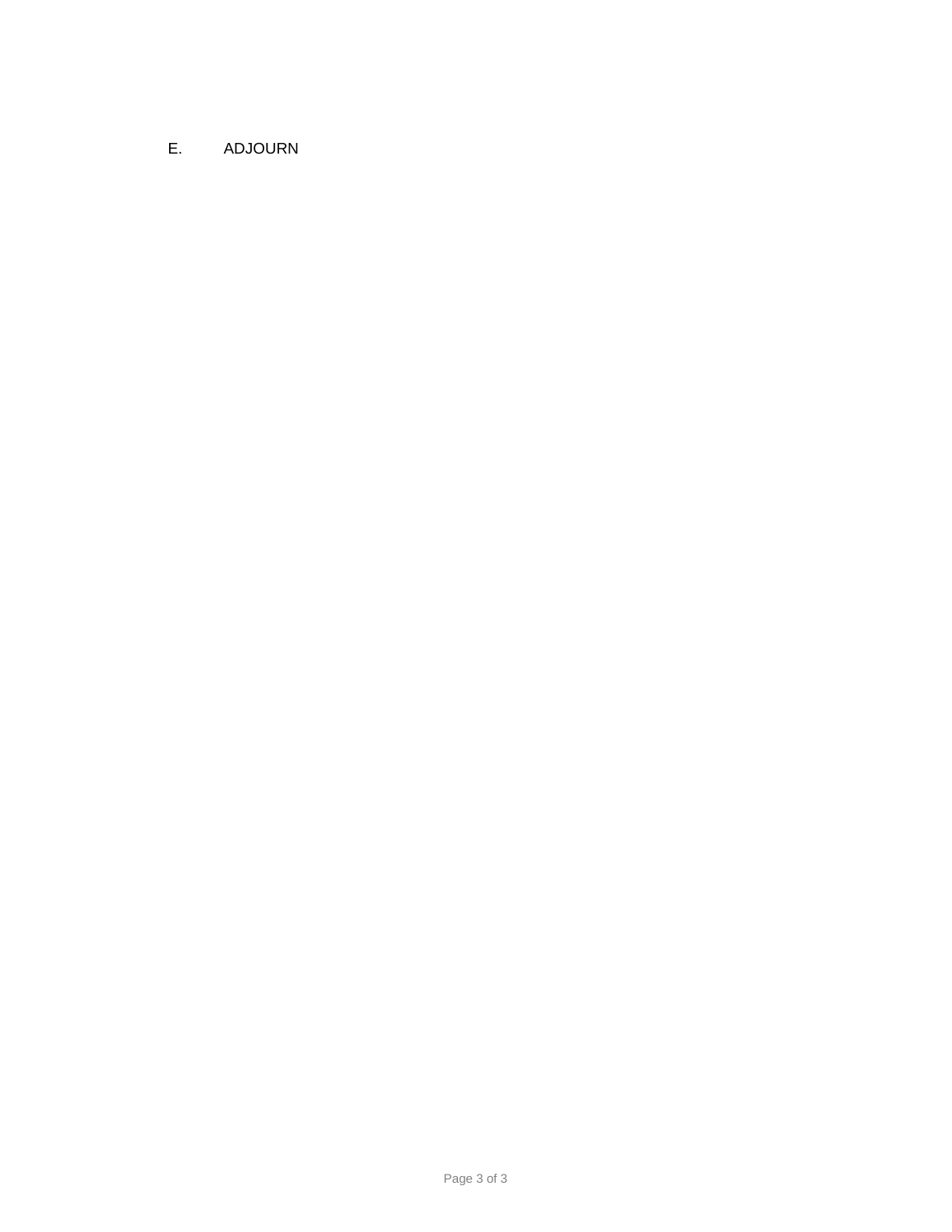E. ADJOURN